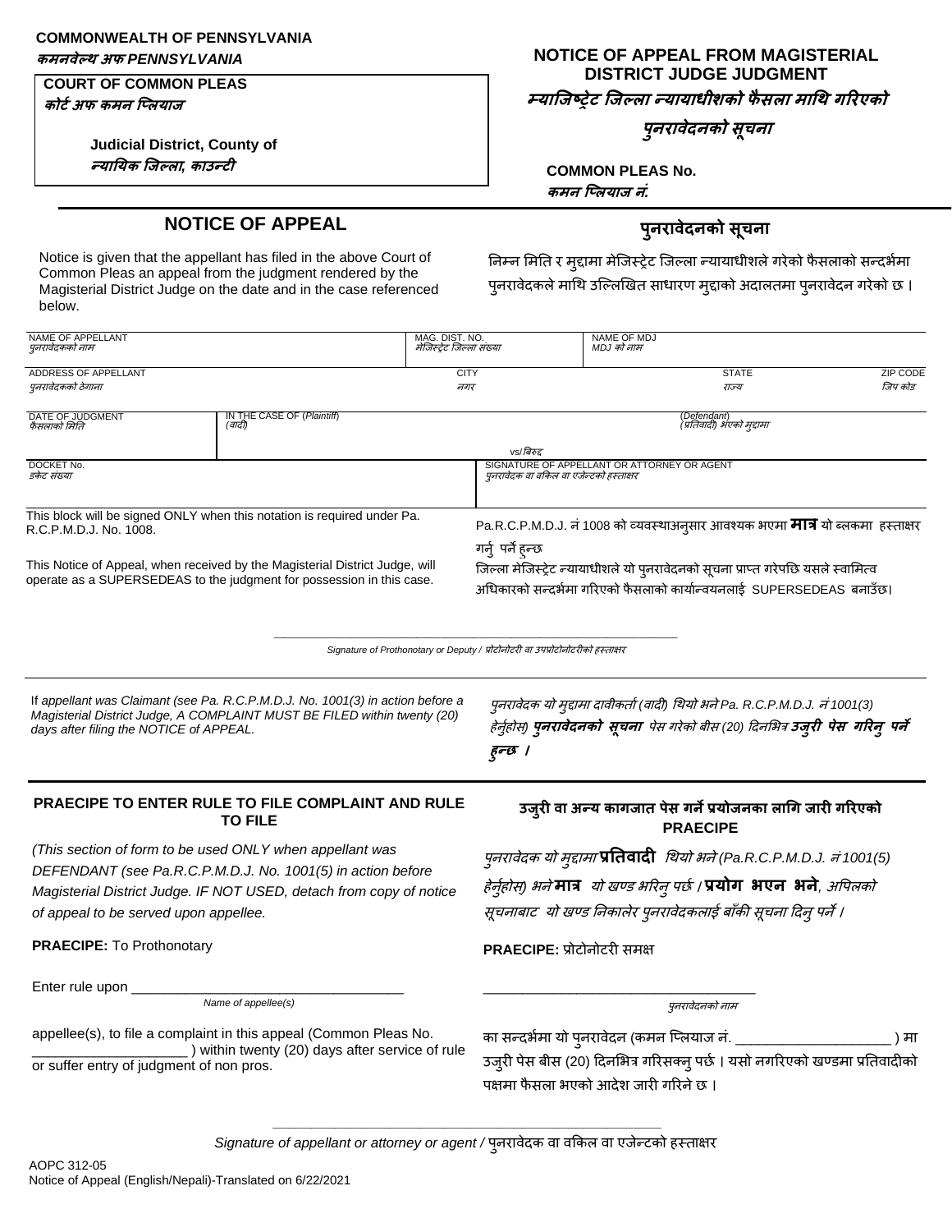**COMMONWEALTH OF PENNSYLVANIA**
***कमनवेल्थ अफ PENNSYLVANIA***

**COURT OF COMMON PLEAS**
***कोर्ट अफ कमन प्लियाज***

**Judicial District, County of**
***न्यायिक जिल्ला, काउन्टी***

**NOTICE OF APPEAL FROM MAGISTERIAL DISTRICT JUDGE JUDGMENT**
***म्याजिष्ट्रेट जिल्ला न्यायाधीशको फैसला माथि गरिएको पुनरावेदनको सूचना***

**COMMON PLEAS No.**
***कमन प्लियाज नं.***

## NOTICE OF APPEAL

## पुनरावेदनको सूचना

Notice is given that the appellant has filed in the above Court of Common Pleas an appeal from the judgment rendered by the Magisterial District Judge on the date and in the case referenced below.

निम्न मिति र मुद्दामा मेजिस्ट्रेट जिल्ला न्यायाधीशले गरेको फैसलाको सन्दर्भमा पुनरावेदकले माथि उल्लिखित साधारण मुद्दाको अदालतमा पुनरावेदन गरेको छ।

| NAME OF APPELLANT *पुनरावेदकको नाम* | | MAG. DIST. NO. *मेजिस्ट्रेट जिल्ला संख्या* | NAME OF MDJ *MDJ को नाम* | |
|---|---|---|---|---|
| ADDRESS OF APPELLANT *पुनरावेदकको ठेगाना* | | CITY *नगर* | STATE *राज्य* | ZIP CODE *जिप कोड* |
| DATE OF JUDGMENT *फैसलाको मिति* | IN THE CASE OF (*Plaintiff*) *(वादी)* | vs/*विरुद्ध* | (*Defendant*) *(प्रतिवादी) भएको मुद्दामा* | |
| DOCKET No. *डकेट संख्या* | | SIGNATURE OF APPELLANT OR ATTORNEY OR AGENT *पुनरावेदक वा वकिल वा एजेन्टको हस्ताक्षर* | | |

This block will be signed ONLY when this notation is required under Pa. R.C.P.M.D.J. No. 1008.

Pa.R.C.P.M.D.J. नं 1008 को व्यवस्थाअनुसार आवश्यक भएमा **मात्र** यो ब्लकमा हस्ताक्षर गर्नु पर्ने हुन्छ

This Notice of Appeal, when received by the Magisterial District Judge, will operate as a SUPERSEDEAS to the judgment for possession in this case.

जिल्ला मेजिस्ट्रेट न्यायाधीशले यो पुनरावेदनको सूचना प्राप्त गरेपछि यसले स्वामित्व अधिकारको सन्दर्भमा गरिएको फैसलाको कार्यान्वयनलाई SUPERSEDEAS बनाउँछ।

_______________________________________________
*Signature of Prothonotary or Deputy / प्रोटोनोटरी वा उपप्रोटोनोटरीको हस्ताक्षर*

*If appellant was Claimant (see Pa. R.C.P.M.D.J. No. 1001(3) in action before a Magisterial District Judge, A COMPLAINT MUST BE FILED within twenty (20) days after filing the NOTICE of APPEAL.*

*पुनरावेदक यो मुद्दामा दावीकर्ता (वादी) थियो भने Pa. R.C.P.M.D.J. नं 1001(3) हेर्नुहोस्) **पुनरावेदनको सूचना** पेस गरेको बीस (20) दिनभित्र **उजुरी पेस गरिनु पर्ने हुन्छ ।***

### PRAECIPE TO ENTER RULE TO FILE COMPLAINT AND RULE TO FILE

### उजुरी वा अन्य कागजात पेस गर्ने प्रयोजनका लागि जारी गरिएको PRAECIPE

*(This section of form to be used ONLY when appellant was DEFENDANT (see Pa.R.C.P.M.D.J. No. 1001(5) in action before Magisterial District Judge. IF NOT USED, detach from copy of notice of appeal to be served upon appellee.*

*पुनरावेदक यो मुद्दामा **प्रतिवादी** थियो भने (Pa.R.C.P.M.D.J. नं 1001(5) हेर्नुहोस्) भने **मात्र** यो खण्ड भरिनु पर्छ। **प्रयोग भएन भने**, अपिलको सूचनाबाट यो खण्ड निकालेर पुनरावेदकलाई बाँकी सूचना दिनु पर्ने।*

**PRAECIPE:** To Prothonotary

**PRAECIPE:** प्रोटोनोटरी समक्ष

Enter rule upon ___________________________________
*Name of appellee(s)*

___________________________________
*पुनरावेदनको नाम*

appellee(s), to file a complaint in this appeal (Common Pleas No. ____________________ ) within twenty (20) days after service of rule or suffer entry of judgment of non pros.

का सन्दर्भमा यो पुनरावेदन (कमन प्लियाज नं. ____________________ ) मा उजुरी पेस बीस (20) दिनभित्र गरिसक्नु पर्छ। यसो नगरिएको खण्डमा प्रतिवादीको पक्षमा फैसला भएको आदेश जारी गरिने छ।

_______________________________________________
*Signature of appellant or attorney or agent /* पुनरावेदक वा वकिल वा एजेन्टको हस्ताक्षर

AOPC 312-05
Notice of Appeal (English/Nepali)-Translated on 6/22/2021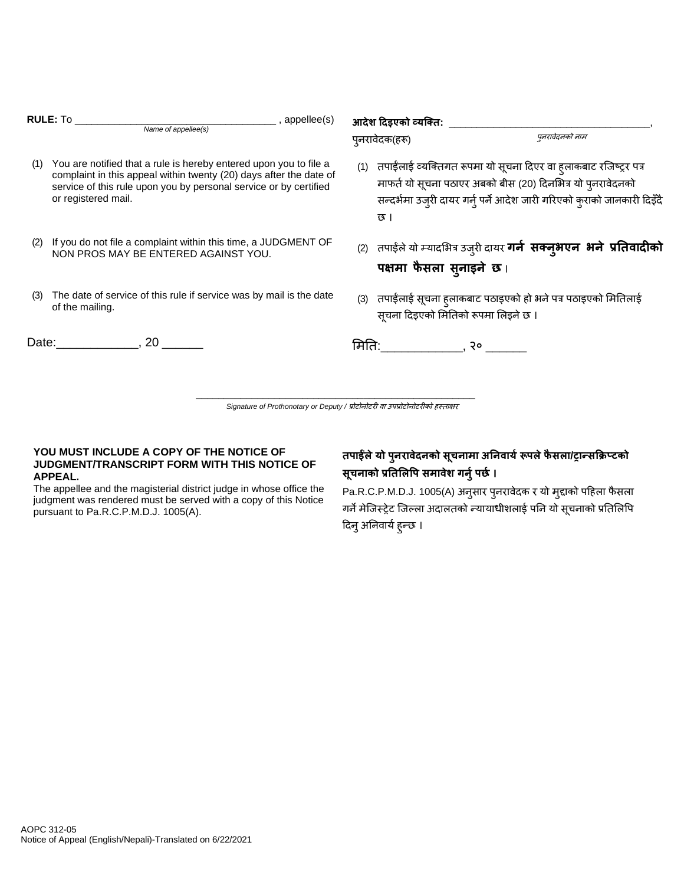**RULE:** To ____________________________________ , appellee(s)
*Name of appellee(s)*

(1) You are notified that a rule is hereby entered upon you to file a complaint in this appeal within twenty (20) days after the date of service of this rule upon you by personal service or by certified or registered mail.

(2) If you do not file a complaint within this time, a JUDGMENT OF NON PROS MAY BE ENTERED AGAINST YOU.

(3) The date of service of this rule if service was by mail is the date of the mailing.

Date:____________, 20 ______

**आदेश दिइएको व्यक्ति:** ____________________________________,
पुनरावेदक(हरू) *पुनरावेदनको नाम*

(1) तपाईंलाई व्यक्तिगत रूपमा यो सूचना दिएर वा हुलाकबाट रजिष्ट्र पत्र मार्फत यो सूचना पठाएर अबको बीस (20) दिनभित्र यो पुनरावेदनको सन्दर्भमा उजुरी दायर गर्नु पर्ने आदेश जारी गरिएको कुराको जानकारी दिइँदै छ ।

(2) तपाईंले यो म्यादभित्र उजुरी दायर **गर्न सक्नुभएन भने प्रतिवादीको पक्षमा फैसला सुनाइने छ**।

(3) तपाईंलाई सूचना हुलाकबाट पठाइएको हो भने पत्र पठाइएको मितिलाई सूचना दिइएको मितिको रूपमा लिइने छ ।

मिति:____________, २० ______

____________________________________
*Signature of Prothonotary or Deputy / प्रोटोनोटरी वा उपप्रोटोनोटरीको हस्ताक्षर*

**YOU MUST INCLUDE A COPY OF THE NOTICE OF JUDGMENT/TRANSCRIPT FORM WITH THIS NOTICE OF APPEAL.**

The appellee and the magisterial district judge in whose office the judgment was rendered must be served with a copy of this Notice pursuant to Pa.R.C.P.M.D.J. 1005(A).

**तपाईंले यो पुनरावेदनको सूचनामा अनिवार्य रूपले फैसला/ट्रान्सक्रिप्टको सूचनाको प्रतिलिपि समावेश गर्नु पर्छ ।**

Pa.R.C.P.M.D.J. 1005(A) अनुसार पुनरावेदक र यो मुद्दाको पहिला फैसला गर्ने मेजिस्ट्रेट जिल्ला अदालतको न्यायाधीशलाई पनि यो सूचनाको प्रतिलिपि दिनु अनिवार्य हुन्छ ।

AOPC 312-05
Notice of Appeal (English/Nepali)-Translated on 6/22/2021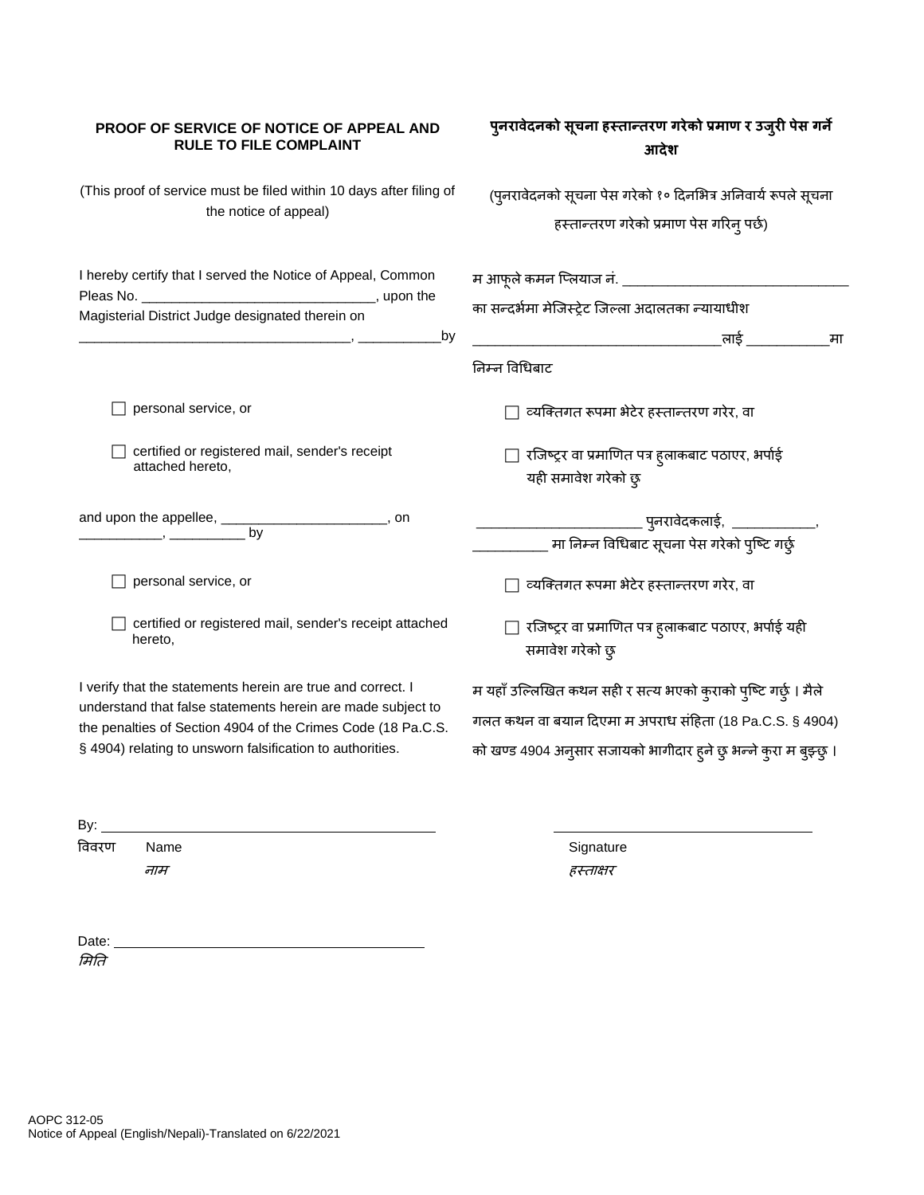**PROOF OF SERVICE OF NOTICE OF APPEAL AND RULE TO FILE COMPLAINT**

**पुनरावेदनको सूचना हस्तान्तरण गरेको प्रमाण र उजुरी पेस गर्ने आदेश**

(This proof of service must be filed within 10 days after filing of the notice of appeal)

(पुनरावेदनको सूचना पेस गरेको १० दिनभित्र अनिवार्य रूपले सूचना हस्तान्तरण गरेको प्रमाण पेस गरिनु पर्छ)

I hereby certify that I served the Notice of Appeal, Common Pleas No. ______________________________, upon the Magisterial District Judge designated therein on ___________________________________, ___________by

म आफूले कमन प्लियाज नं. ______________________________ का सन्दर्भमा मेजिस्ट्रेट जिल्ला अदालतका न्यायाधीश ________________________________लाई ___________मा निम्न विधिबाट

☐ personal service, or

☐ certified or registered mail, sender's receipt attached hereto,

☐ व्यक्तिगत रूपमा भेटेर हस्तान्तरण गरेर, वा

☐ रजिष्ट्रर वा प्रमाणित पत्र हुलाकबाट पठाएर, भर्पाई यही समावेश गरेको छु

and upon the appellee, ______________________, on ___________, __________ by

______________________ पुनरावेदकलाई, ___________, __________ मा निम्न विधिबाट सूचना पेस गरेको पुष्टि गर्छु

☐ personal service, or

☐ certified or registered mail, sender's receipt attached hereto,

☐ व्यक्तिगत रूपमा भेटेर हस्तान्तरण गरेर, वा

☐ रजिष्ट्रर वा प्रमाणित पत्र हुलाकबाट पठाएर, भर्पाई यही समावेश गरेको छु

I verify that the statements herein are true and correct. I understand that false statements herein are made subject to the penalties of Section 4904 of the Crimes Code (18 Pa.C.S. § 4904) relating to unsworn falsification to authorities.

म यहाँ उल्लिखित कथन सही र सत्य भएको कुराको पुष्टि गर्छु । मैले गलत कथन वा बयान दिएमा म अपराध संहिता (18 Pa.C.S. § 4904) को खण्ड 4904 अनुसार सजायको भागीदार हुने छु भन्ने कुरा म बुझ्छु ।

By: ____________________________________________
विवरण Name
*नाम*

____________________________________
Signature
*हस्ताक्षर*

Date: ______________________________________
*मिति*

AOPC 312-05
Notice of Appeal (English/Nepali)-Translated on 6/22/2021